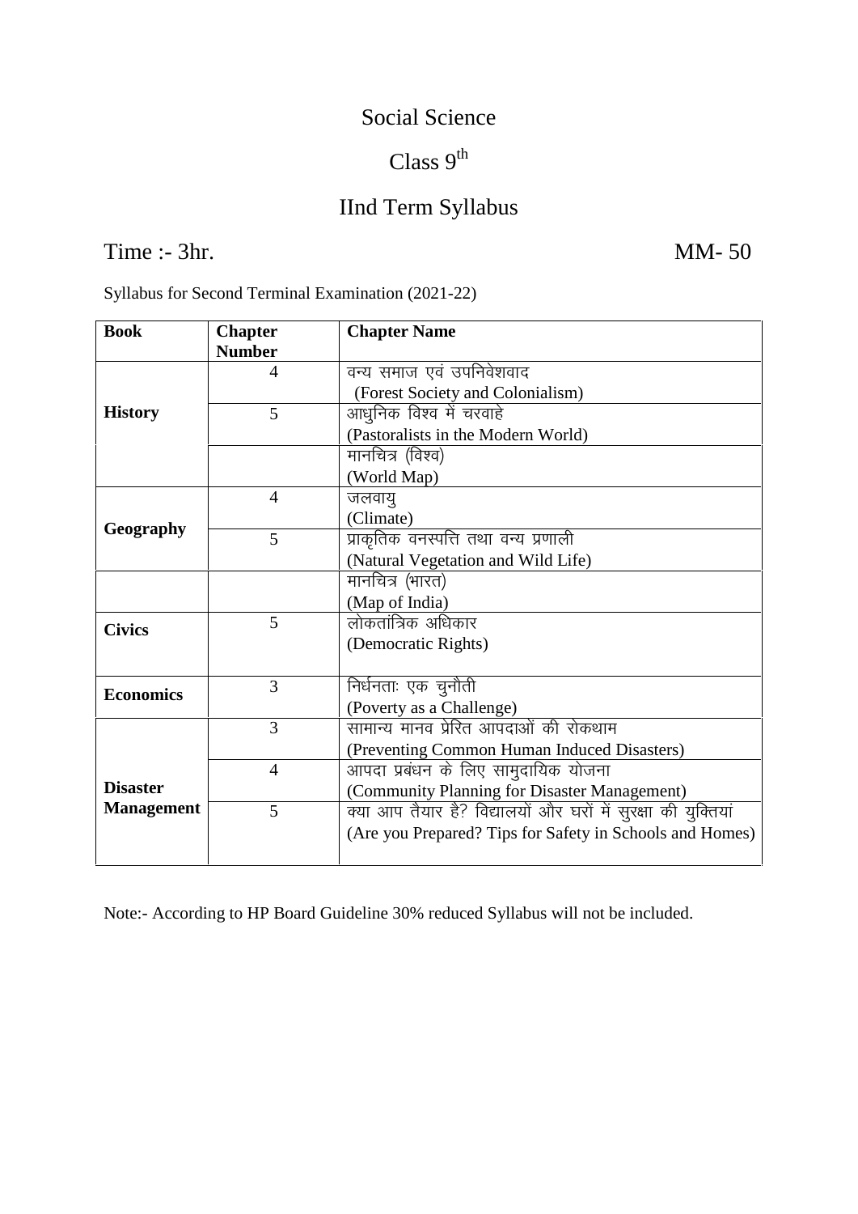# Social Science

## Class $9^{th}$

## IInd Term Syllabus

**Time :- 3hr.** **MM- 50**

Syllabus for Second Terminal Examination (2021-22)

| Book | Chapter Number | Chapter Name |
|---|---|---|
| **History** | 4 | वन्य समाज एवं उपनिवेशवाद (Forest Society and Colonialism) |
| | 5 | आधुनिक विश्व में चरवाहे (Pastoralists in the Modern World) |
| | | मानचित्र (विश्व) (World Map) |
| **Geography** | 4 | जलवायु (Climate) |
| | 5 | प्राकृतिक वनस्पत्ति तथा वन्य प्रणाली (Natural Vegetation and Wild Life) |
| | | मानचित्र (भारत) (Map of India) |
| **Civics** | 5 | लोकतांत्रिक अधिकार (Democratic Rights) |
| **Economics** | 3 | निर्धनताः एक चुनौती (Poverty as a Challenge) |
| **Disaster Management** | 3 | सामान्य मानव प्रेरित आपदाओं की रोकथाम (Preventing Common Human Induced Disasters) |
| | 4 | आपदा प्रबंधन के लिए सामुदायिक योजना (Community Planning for Disaster Management) |
| | 5 | क्या आप तैयार है? विद्यालयों और घरों में सुरक्षा की युक्तियां (Are you Prepared? Tips for Safety in Schools and Homes) |

Note:- According to HP Board Guideline 30% reduced Syllabus will not be included.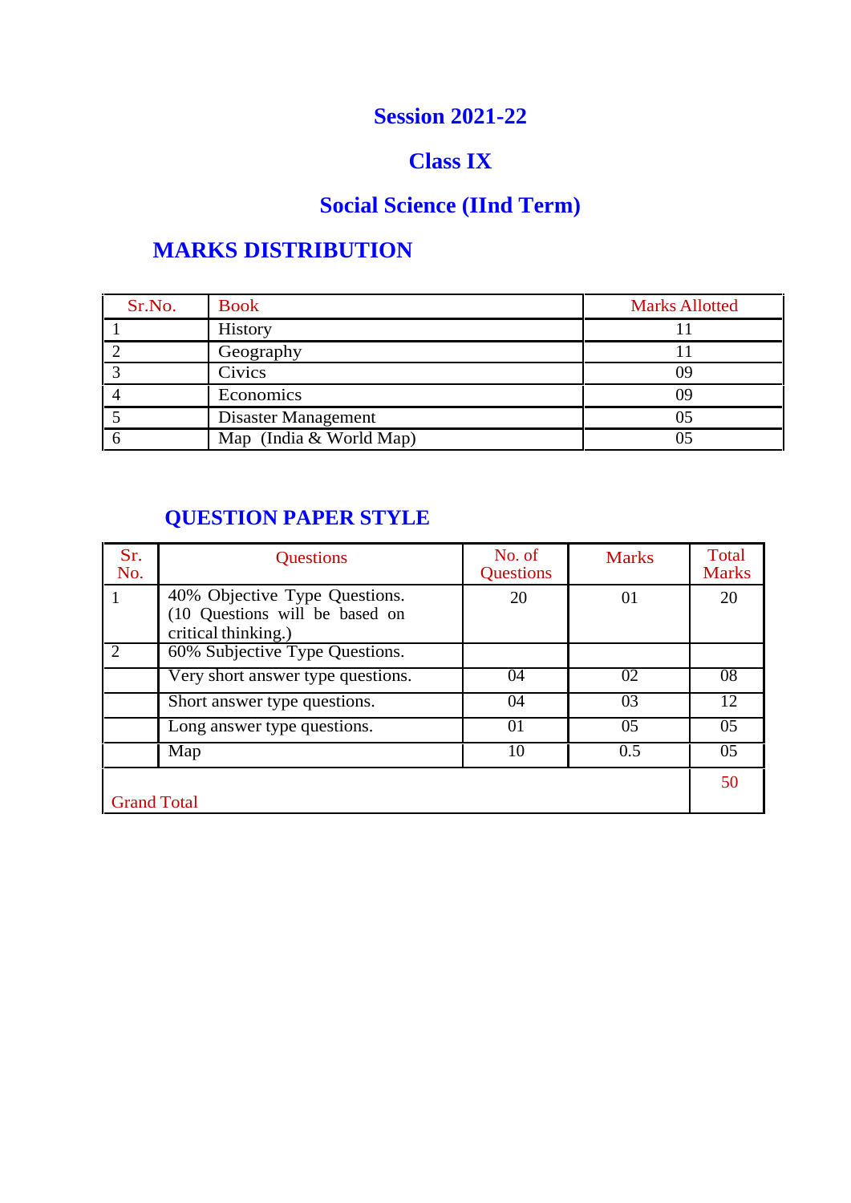## Session 2021-22

## Class IX

## Social Science (IInd Term)

## MARKS DISTRIBUTION

| Sr.No. | Book | Marks Allotted |
|---|---|---|
| 1 | History | 11 |
| 2 | Geography | 11 |
| 3 | Civics | 09 |
| 4 | Economics | 09 |
| 5 | Disaster Management | 05 |
| 6 | Map (India & World Map) | 05 |

## QUESTION PAPER STYLE

| Sr. No. | Questions | No. of Questions | Marks | Total Marks |
|---|---|---|---|---|
| 1 | 40% Objective Type Questions. (10 Questions will be based on critical thinking.) | 20 | 01 | 20 |
| 2 | 60% Subjective Type Questions. | | | |
| | Very short answer type questions. | 04 | 02 | 08 |
| | Short answer type questions. | 04 | 03 | 12 |
| | Long answer type questions. | 01 | 05 | 05 |
| | Map | 10 | 0.5 | 05 |
| Grand Total | | | | 50 |